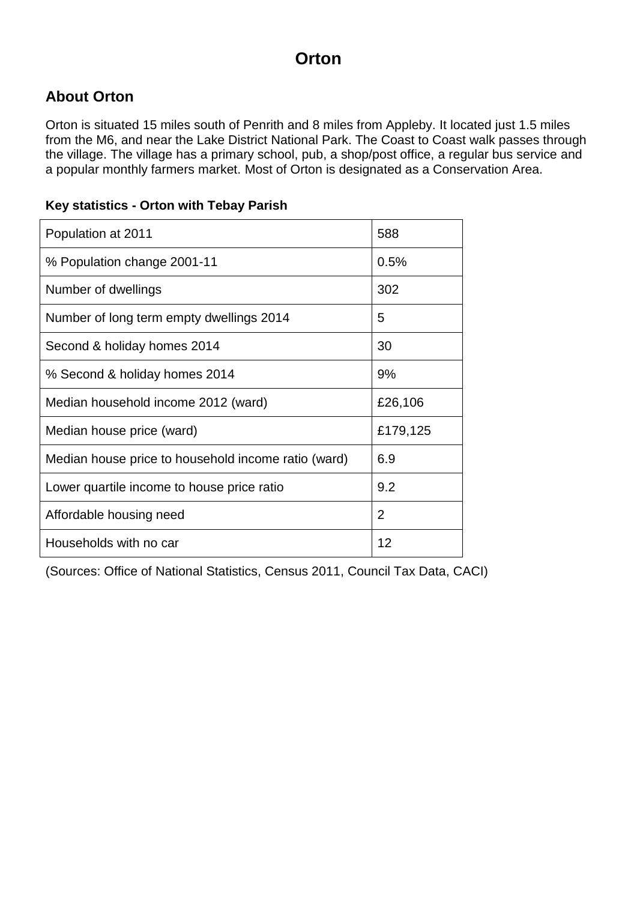# Orton

## About Orton

Orton is situated 15 miles south of Penrith and 8 miles from Appleby. It located just 1.5 miles from the M6, and near the Lake District National Park. The Coast to Coast walk passes through the village. The village has a primary school, pub, a shop/post office, a regular bus service and a popular monthly farmers market. Most of Orton is designated as a Conservation Area.

**Key statistics - Orton with Tebay Parish**

| | |
|---|---|
| Population at 2011 | 588 |
| % Population change 2001-11 | 0.5% |
| Number of dwellings | 302 |
| Number of long term empty dwellings 2014 | 5 |
| Second & holiday homes 2014 | 30 |
| % Second & holiday homes 2014 | 9% |
| Median household income 2012 (ward) | £26,106 |
| Median house price (ward) | £179,125 |
| Median house price to household income ratio (ward) | 6.9 |
| Lower quartile income to house price ratio | 9.2 |
| Affordable housing need | 2 |
| Households with no car | 12 |

(Sources: Office of National Statistics, Census 2011, Council Tax Data, CACI)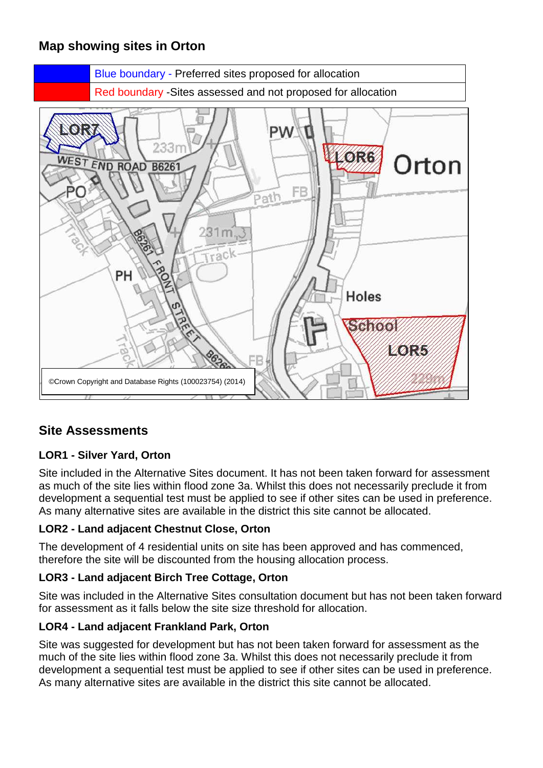## Map showing sites in Orton

| | |
|---|---|
| | Blue boundary - Preferred sites proposed for allocation |
| | Red boundary -Sites assessed and not proposed for allocation |

©Crown Copyright and Database Rights (100023754) (2014)

## Site Assessments

### LOR1 - Silver Yard, Orton

Site included in the Alternative Sites document. It has not been taken forward for assessment as much of the site lies within flood zone 3a. Whilst this does not necessarily preclude it from development a sequential test must be applied to see if other sites can be used in preference. As many alternative sites are available in the district this site cannot be allocated.

### LOR2 - Land adjacent Chestnut Close, Orton

The development of 4 residential units on site has been approved and has commenced, therefore the site will be discounted from the housing allocation process.

### LOR3 - Land adjacent Birch Tree Cottage, Orton

Site was included in the Alternative Sites consultation document but has not been taken forward for assessment as it falls below the site size threshold for allocation.

### LOR4 - Land adjacent Frankland Park, Orton

Site was suggested for development but has not been taken forward for assessment as the much of the site lies within flood zone 3a. Whilst this does not necessarily preclude it from development a sequential test must be applied to see if other sites can be used in preference. As many alternative sites are available in the district this site cannot be allocated.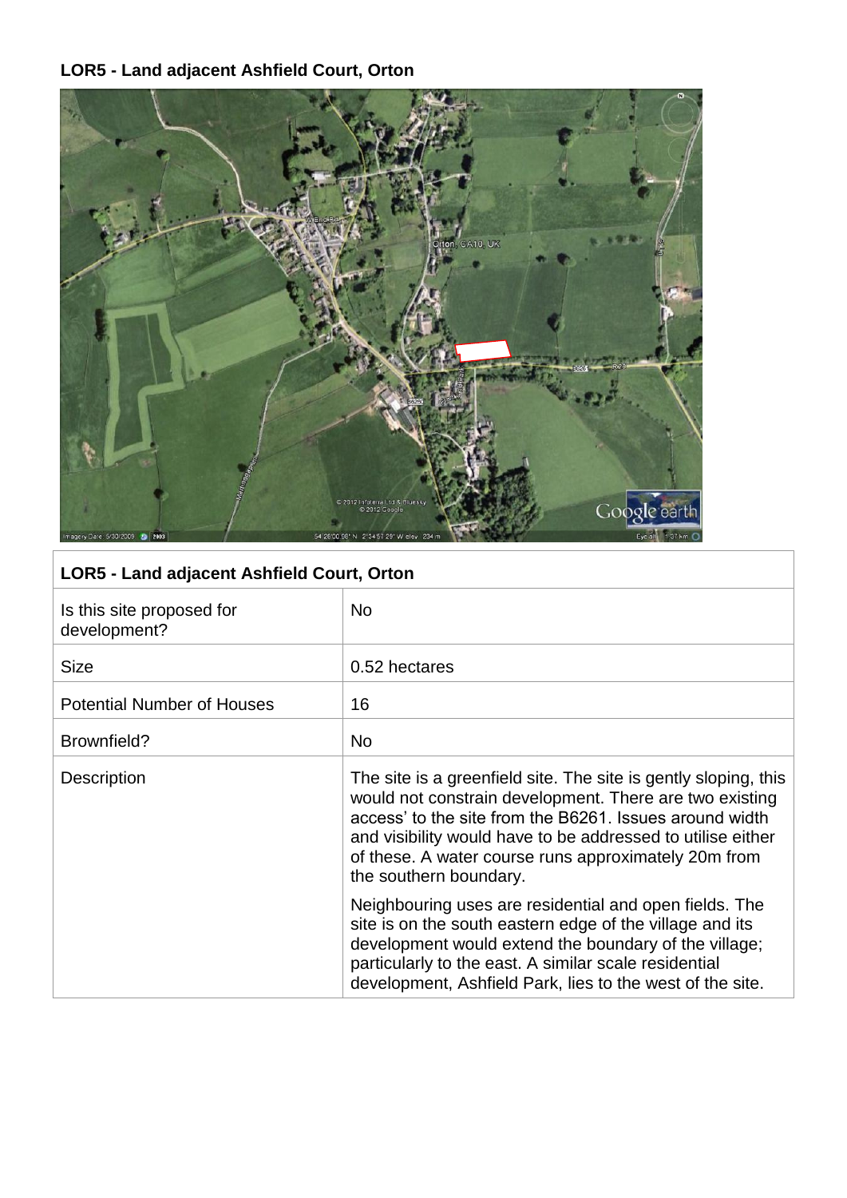**LOR5 - Land adjacent Ashfield Court, Orton**

| LOR5 - Land adjacent Ashfield Court, Orton | |
|---|---|
| Is this site proposed for development? | No |
| Size | 0.52 hectares |
| Potential Number of Houses | 16 |
| Brownfield? | No |
| Description | The site is a greenfield site. The site is gently sloping, this would not constrain development. There are two existing access' to the site from the B6261. Issues around width and visibility would have to be addressed to utilise either of these. A water course runs approximately 20m from the southern boundary.<br><br>Neighbouring uses are residential and open fields. The site is on the south eastern edge of the village and its development would extend the boundary of the village; particularly to the east. A similar scale residential development, Ashfield Park, lies to the west of the site. |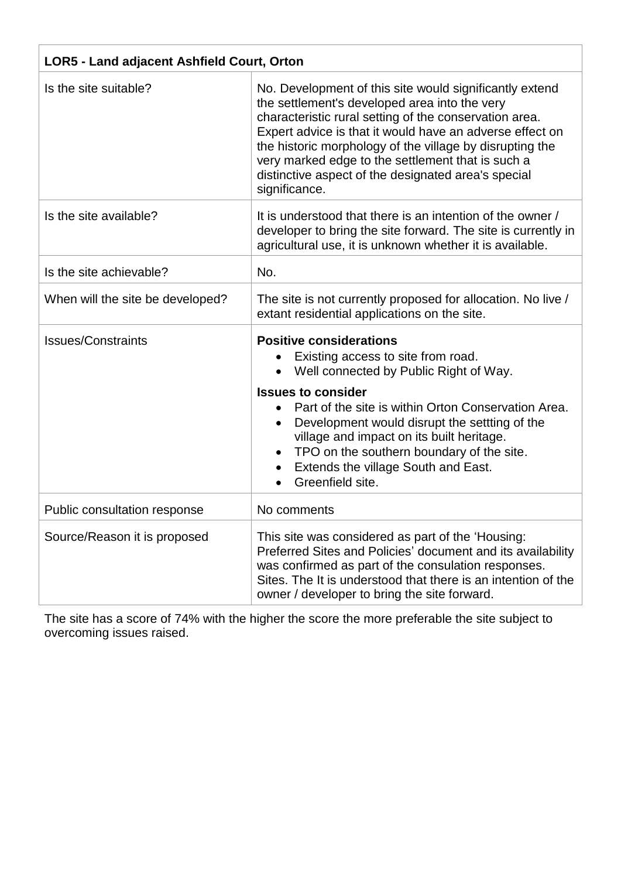| LOR5 - Land adjacent Ashfield Court, Orton | |
|---|---|
| Is the site suitable? | No. Development of this site would significantly extend the settlement's developed area into the very characteristic rural setting of the conservation area. Expert advice is that it would have an adverse effect on the historic morphology of the village by disrupting the very marked edge to the settlement that is such a distinctive aspect of the designated area's special significance. |
| Is the site available? | It is understood that there is an intention of the owner / developer to bring the site forward. The site is currently in agricultural use, it is unknown whether it is available. |
| Is the site achievable? | No. |
| When will the site be developed? | The site is not currently proposed for allocation. No live / extant residential applications on the site. |
| Issues/Constraints | **Positive considerations**<br>• Existing access to site from road.<br>• Well connected by Public Right of Way.<br>**Issues to consider**<br>• Part of the site is within Orton Conservation Area.<br>• Development would disrupt the settting of the village and impact on its built heritage.<br>• TPO on the southern boundary of the site.<br>• Extends the village South and East.<br>• Greenfield site. |
| Public consultation response | No comments |
| Source/Reason it is proposed | This site was considered as part of the 'Housing: Preferred Sites and Policies' document and its availability was confirmed as part of the consulation responses. Sites. The It is understood that there is an intention of the owner / developer to bring the site forward. |

The site has a score of 74% with the higher the score the more preferable the site subject to overcoming issues raised.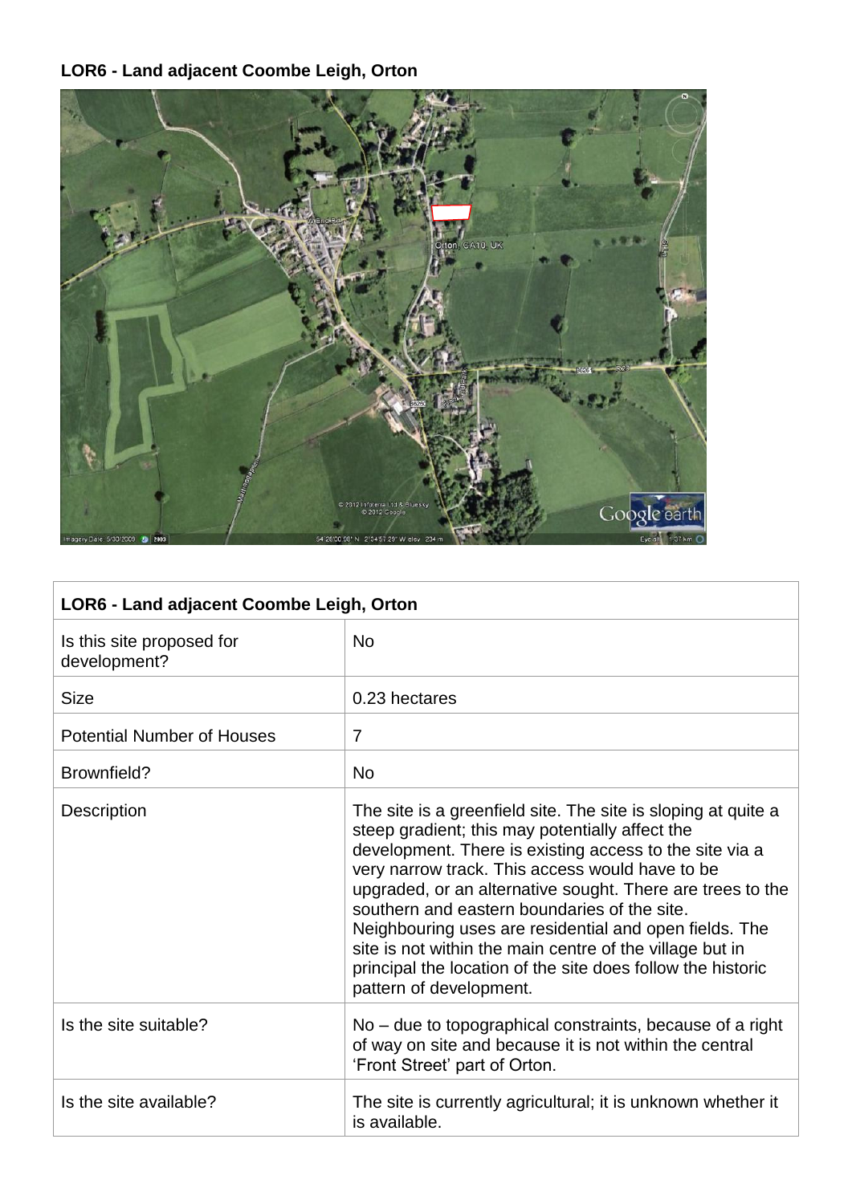**LOR6 - Land adjacent Coombe Leigh, Orton**

| LOR6 - Land adjacent Coombe Leigh, Orton | |
|---|---|
| Is this site proposed for development? | No |
| Size | 0.23 hectares |
| Potential Number of Houses | 7 |
| Brownfield? | No |
| Description | The site is a greenfield site. The site is sloping at quite a steep gradient; this may potentially affect the development. There is existing access to the site via a very narrow track. This access would have to be upgraded, or an alternative sought. There are trees to the southern and eastern boundaries of the site. Neighbouring uses are residential and open fields. The site is not within the main centre of the village but in principal the location of the site does follow the historic pattern of development. |
| Is the site suitable? | No – due to topographical constraints, because of a right of way on site and because it is not within the central 'Front Street' part of Orton. |
| Is the site available? | The site is currently agricultural; it is unknown whether it is available. |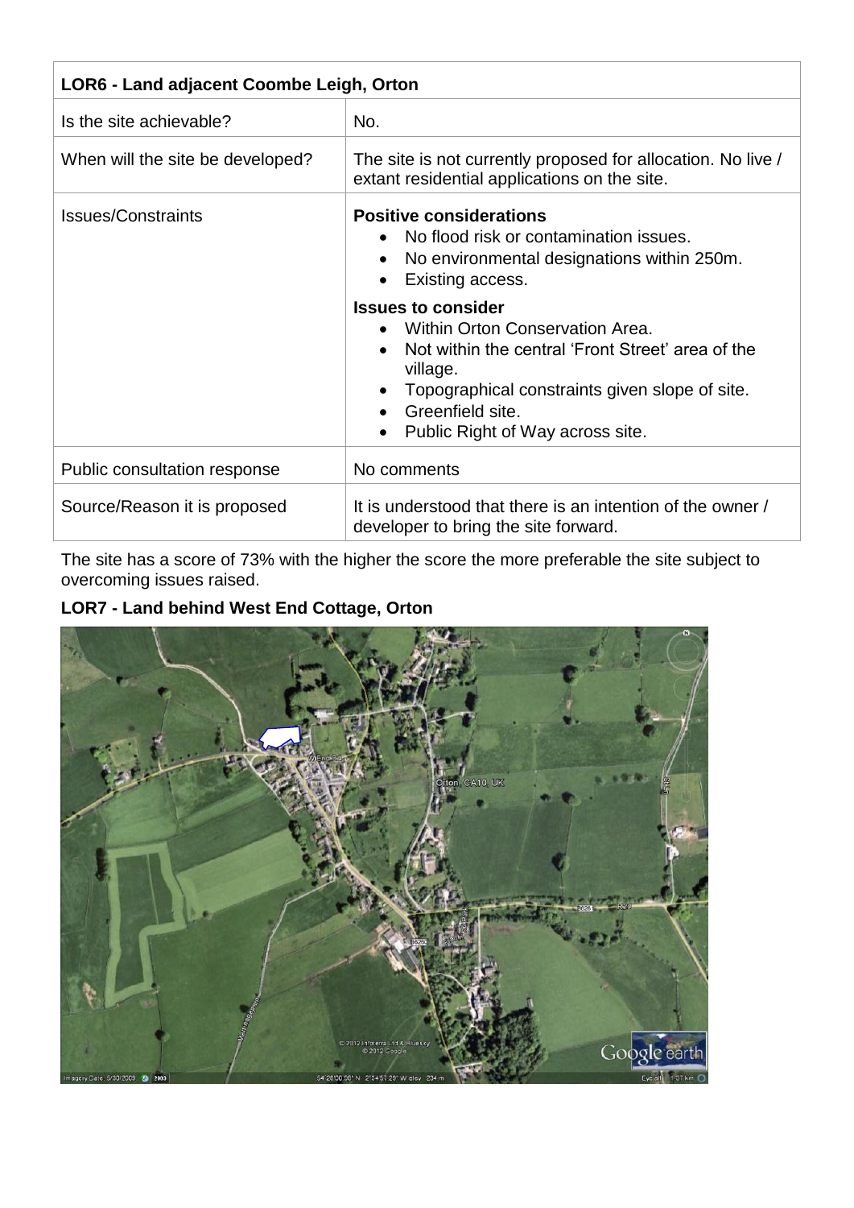| LOR6 - Land adjacent Coombe Leigh, Orton | |
|---|---|
| Is the site achievable? | No. |
| When will the site be developed? | The site is not currently proposed for allocation. No live / extant residential applications on the site. |
| Issues/Constraints | **Positive considerations**<br>• No flood risk or contamination issues.<br>• No environmental designations within 250m.<br>• Existing access.<br>**Issues to consider**<br>• Within Orton Conservation Area.<br>• Not within the central 'Front Street' area of the village.<br>• Topographical constraints given slope of site.<br>• Greenfield site.<br>• Public Right of Way across site. |
| Public consultation response | No comments |
| Source/Reason it is proposed | It is understood that there is an intention of the owner / developer to bring the site forward. |

The site has a score of 73% with the higher the score the more preferable the site subject to overcoming issues raised.

**LOR7 - Land behind West End Cottage, Orton**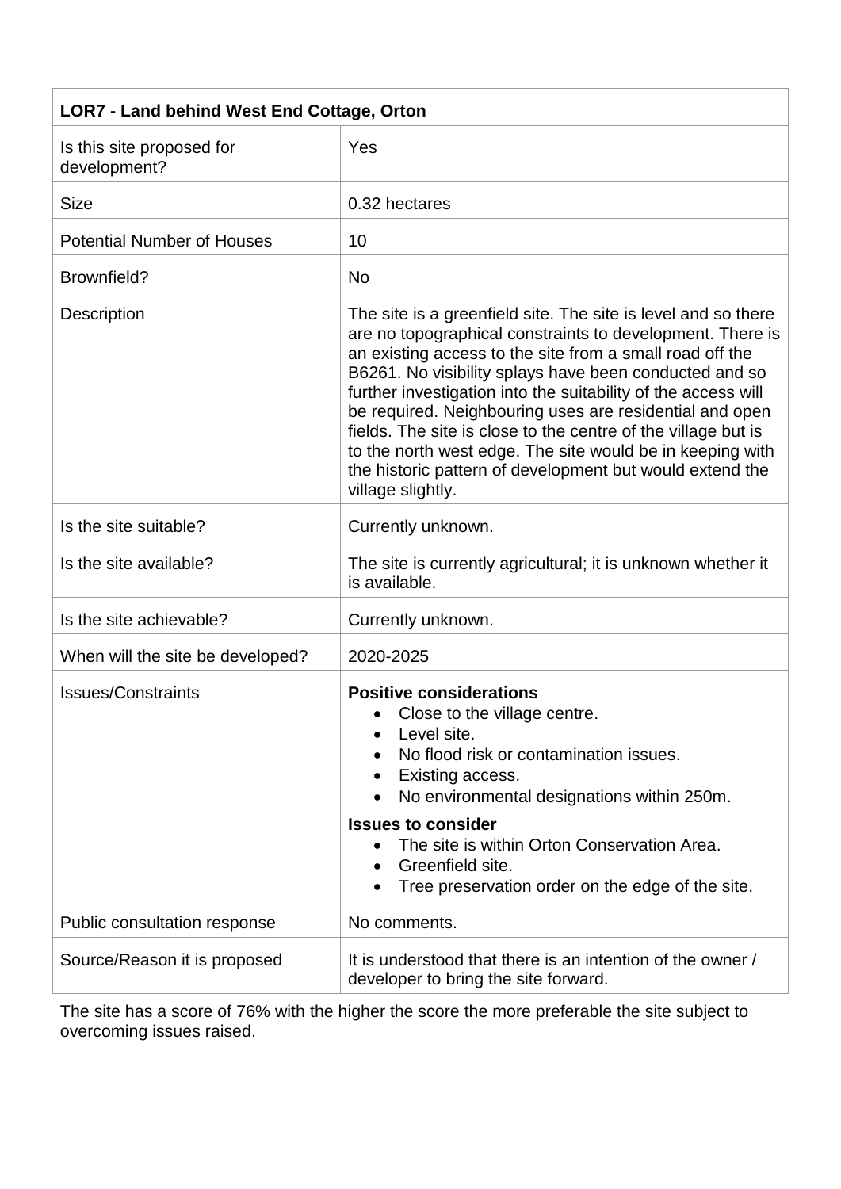| LOR7 - Land behind West End Cottage, Orton | |
|---|---|
| Is this site proposed for development? | Yes |
| Size | 0.32 hectares |
| Potential Number of Houses | 10 |
| Brownfield? | No |
| Description | The site is a greenfield site. The site is level and so there are no topographical constraints to development. There is an existing access to the site from a small road off the B6261. No visibility splays have been conducted and so further investigation into the suitability of the access will be required. Neighbouring uses are residential and open fields. The site is close to the centre of the village but is to the north west edge. The site would be in keeping with the historic pattern of development but would extend the village slightly. |
| Is the site suitable? | Currently unknown. |
| Is the site available? | The site is currently agricultural; it is unknown whether it is available. |
| Is the site achievable? | Currently unknown. |
| When will the site be developed? | 2020-2025 |
| Issues/Constraints | **Positive considerations**<br>• Close to the village centre.<br>• Level site.<br>• No flood risk or contamination issues.<br>• Existing access.<br>• No environmental designations within 250m.<br>**Issues to consider**<br>• The site is within Orton Conservation Area.<br>• Greenfield site.<br>• Tree preservation order on the edge of the site. |
| Public consultation response | No comments. |
| Source/Reason it is proposed | It is understood that there is an intention of the owner / developer to bring the site forward. |

The site has a score of 76% with the higher the score the more preferable the site subject to overcoming issues raised.